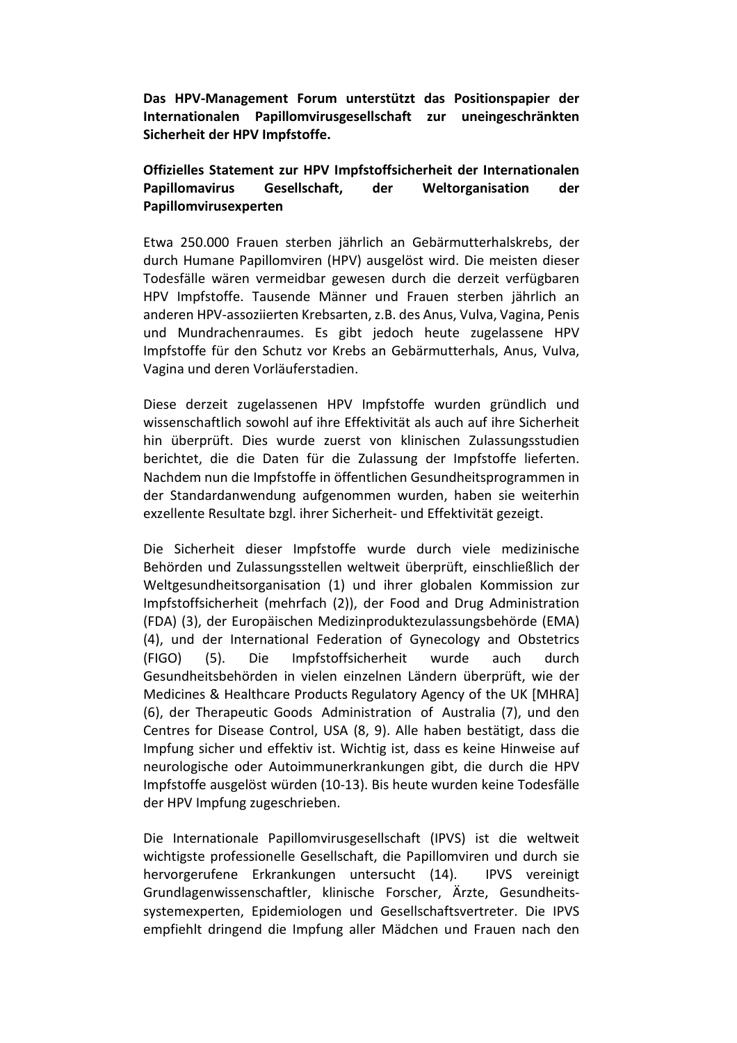**Das HPV-Management Forum unterstützt das Positionspapier der Internationalen Papillomvirusgesellschaft zur uneingeschränkten Sicherheit der HPV Impfstoffe.**

**Offizielles Statement zur HPV Impfstoffsicherheit der Internationalen Papillomavirus Gesellschaft, der Weltorganisation der Papillomvirusexperten**

Etwa 250.000 Frauen sterben jährlich an Gebärmutterhalskrebs, der durch Humane Papillomviren (HPV) ausgelöst wird. Die meisten dieser Todesfälle wären vermeidbar gewesen durch die derzeit verfügbaren HPV Impfstoffe. Tausende Männer und Frauen sterben jährlich an anderen HPV-assoziierten Krebsarten, z.B. des Anus, Vulva, Vagina, Penis und Mundrachenraumes. Es gibt jedoch heute zugelassene HPV Impfstoffe für den Schutz vor Krebs an Gebärmutterhals, Anus, Vulva, Vagina und deren Vorläuferstadien.

Diese derzeit zugelassenen HPV Impfstoffe wurden gründlich und wissenschaftlich sowohl auf ihre Effektivität als auch auf ihre Sicherheit hin überprüft. Dies wurde zuerst von klinischen Zulassungsstudien berichtet, die die Daten für die Zulassung der Impfstoffe lieferten. Nachdem nun die Impfstoffe in öffentlichen Gesundheitsprogrammen in der Standardanwendung aufgenommen wurden, haben sie weiterhin exzellente Resultate bzgl. ihrer Sicherheit- und Effektivität gezeigt.

Die Sicherheit dieser Impfstoffe wurde durch viele medizinische Behörden und Zulassungsstellen weltweit überprüft, einschließlich der Weltgesundheitsorganisation (1) und ihrer globalen Kommission zur Impfstoffsicherheit (mehrfach (2)), der Food and Drug Administration (FDA) (3), der Europäischen Medizinproduktezulassungsbehörde (EMA) (4), und der International Federation of Gynecology and Obstetrics (FIGO) (5). Die Impfstoffsicherheit wurde auch durch Gesundheitsbehörden in vielen einzelnen Ländern überprüft, wie der Medicines & Healthcare Products Regulatory Agency of the UK [MHRA] (6), der Therapeutic Goods Administration of Australia (7), und den Centres for Disease Control, USA (8, 9). Alle haben bestätigt, dass die Impfung sicher und effektiv ist. Wichtig ist, dass es keine Hinweise auf neurologische oder Autoimmunerkrankungen gibt, die durch die HPV Impfstoffe ausgelöst würden (10-13). Bis heute wurden keine Todesfälle der HPV Impfung zugeschrieben.

Die Internationale Papillomvirusgesellschaft (IPVS) ist die weltweit wichtigste professionelle Gesellschaft, die Papillomviren und durch sie hervorgerufene Erkrankungen untersucht (14). IPVS vereinigt Grundlagenwissenschaftler, klinische Forscher, Ärzte, Gesundheitssystemexperten, Epidemiologen und Gesellschaftsvertreter. Die IPVS empfiehlt dringend die Impfung aller Mädchen und Frauen nach den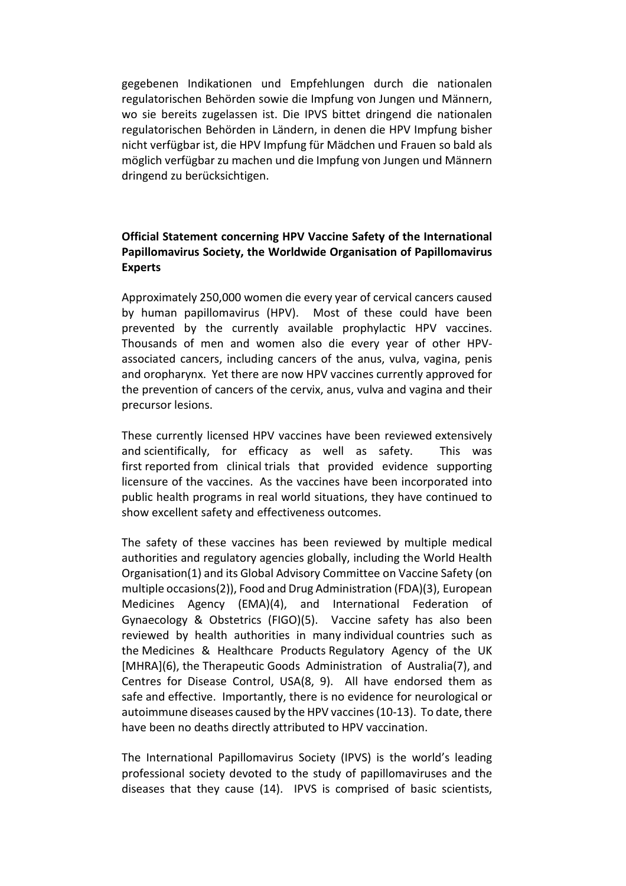gegebenen Indikationen und Empfehlungen durch die nationalen regulatorischen Behörden sowie die Impfung von Jungen und Männern, wo sie bereits zugelassen ist. Die IPVS bittet dringend die nationalen regulatorischen Behörden in Ländern, in denen die HPV Impfung bisher nicht verfügbar ist, die HPV Impfung für Mädchen und Frauen so bald als möglich verfügbar zu machen und die Impfung von Jungen und Männern dringend zu berücksichtigen.

**Official Statement concerning HPV Vaccine Safety of the International Papillomavirus Society, the Worldwide Organisation of Papillomavirus Experts**

Approximately 250,000 women die every year of cervical cancers caused by human papillomavirus (HPV). Most of these could have been prevented by the currently available prophylactic HPV vaccines. Thousands of men and women also die every year of other HPV-associated cancers, including cancers of the anus, vulva, vagina, penis and oropharynx. Yet there are now HPV vaccines currently approved for the prevention of cancers of the cervix, anus, vulva and vagina and their precursor lesions.

These currently licensed HPV vaccines have been reviewed extensively and scientifically, for efficacy as well as safety. This was first reported from clinical trials that provided evidence supporting licensure of the vaccines. As the vaccines have been incorporated into public health programs in real world situations, they have continued to show excellent safety and effectiveness outcomes.

The safety of these vaccines has been reviewed by multiple medical authorities and regulatory agencies globally, including the World Health Organisation(1) and its Global Advisory Committee on Vaccine Safety (on multiple occasions(2)), Food and Drug Administration (FDA)(3), European Medicines Agency (EMA)(4), and International Federation of Gynaecology & Obstetrics (FIGO)(5). Vaccine safety has also been reviewed by health authorities in many individual countries such as the Medicines & Healthcare Products Regulatory Agency of the UK [MHRA](6), the Therapeutic Goods Administration of Australia(7), and Centres for Disease Control, USA(8, 9). All have endorsed them as safe and effective. Importantly, there is no evidence for neurological or autoimmune diseases caused by the HPV vaccines (10-13). To date, there have been no deaths directly attributed to HPV vaccination.

The International Papillomavirus Society (IPVS) is the world's leading professional society devoted to the study of papillomaviruses and the diseases that they cause (14). IPVS is comprised of basic scientists,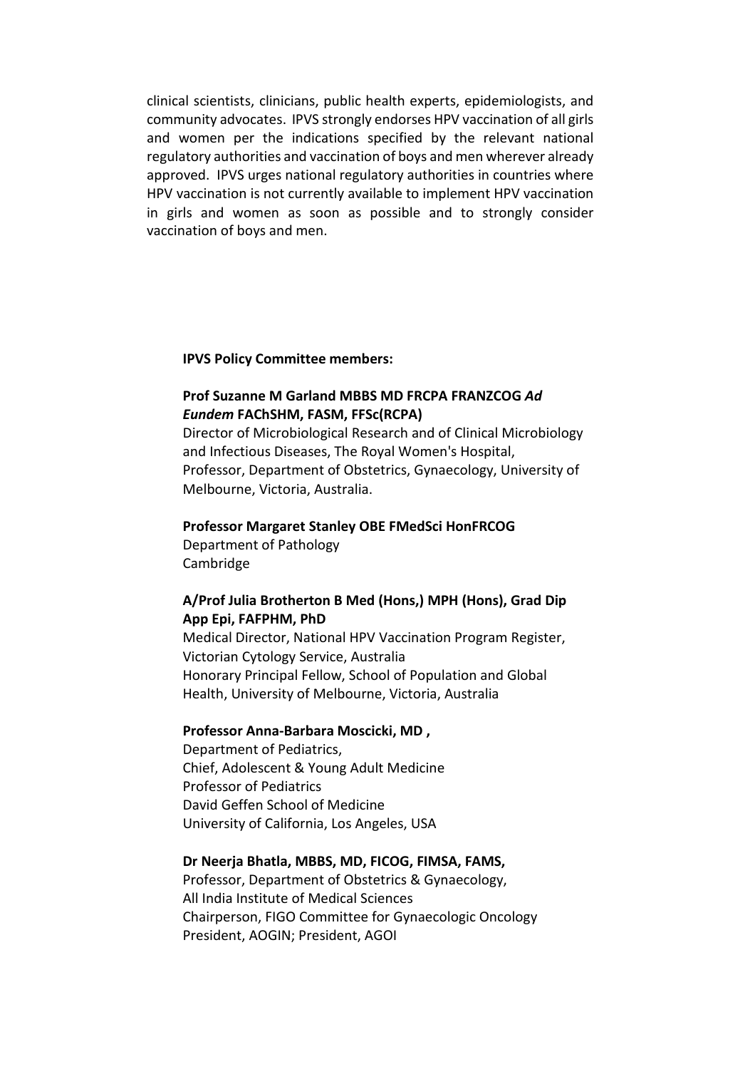clinical scientists, clinicians, public health experts, epidemiologists, and community advocates. IPVS strongly endorses HPV vaccination of all girls and women per the indications specified by the relevant national regulatory authorities and vaccination of boys and men wherever already approved. IPVS urges national regulatory authorities in countries where HPV vaccination is not currently available to implement HPV vaccination in girls and women as soon as possible and to strongly consider vaccination of boys and men.

**IPVS Policy Committee members:**

**Prof Suzanne M Garland MBBS MD FRCPA FRANZCOG *Ad Eundem* FAChSHM, FASM, FFSc(RCPA)**
Director of Microbiological Research and of Clinical Microbiology and Infectious Diseases, The Royal Women's Hospital,
Professor, Department of Obstetrics, Gynaecology, University of Melbourne, Victoria, Australia.

**Professor Margaret Stanley OBE FMedSci HonFRCOG**
Department of Pathology
Cambridge

**A/Prof Julia Brotherton B Med (Hons,) MPH (Hons), Grad Dip App Epi, FAFPHM, PhD**
Medical Director, National HPV Vaccination Program Register, Victorian Cytology Service, Australia
Honorary Principal Fellow, School of Population and Global Health, University of Melbourne, Victoria, Australia

**Professor Anna-Barbara Moscicki, MD ,**
Department of Pediatrics,
Chief, Adolescent & Young Adult Medicine
Professor of Pediatrics
David Geffen School of Medicine
University of California, Los Angeles, USA

**Dr Neerja Bhatla, MBBS, MD, FICOG, FIMSA, FAMS,**
Professor, Department of Obstetrics & Gynaecology,
All India Institute of Medical Sciences
Chairperson, FIGO Committee for Gynaecologic Oncology
President, AOGIN; President, AGOI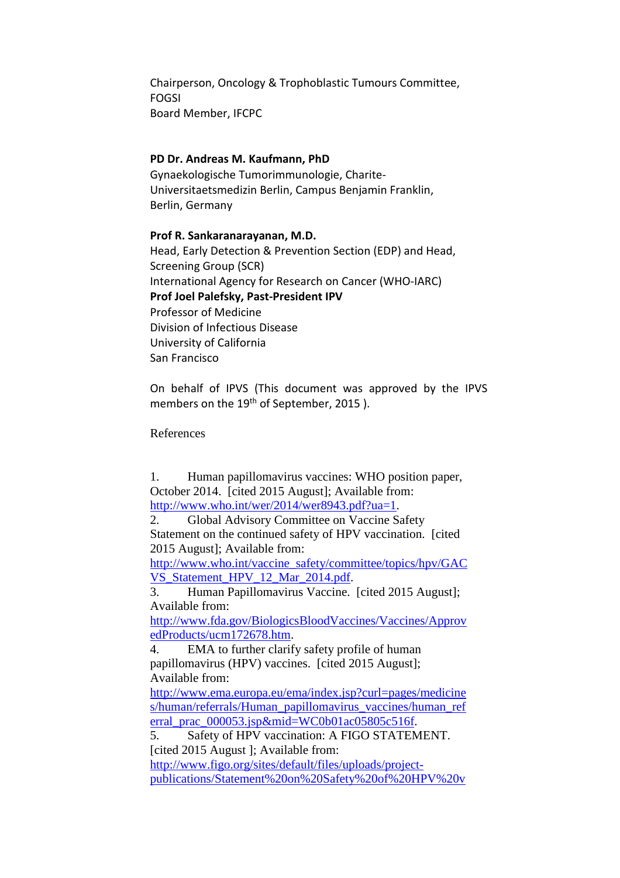Chairperson, Oncology & Trophoblastic Tumours Committee, FOGSI
Board Member, IFCPC

**PD Dr. Andreas M. Kaufmann, PhD**
Gynaekologische Tumorimmunologie, Charite-Universitaetsmedizin Berlin, Campus Benjamin Franklin, Berlin, Germany

**Prof R. Sankaranarayanan, M.D.**
Head, Early Detection & Prevention Section (EDP) and Head, Screening Group (SCR)
International Agency for Research on Cancer (WHO-IARC)
**Prof Joel Palefsky, Past-President IPV**
Professor of Medicine
Division of Infectious Disease
University of California
San Francisco

On behalf of IPVS (This document was approved by the IPVS members on the 19th of September, 2015 ).

References

1. Human papillomavirus vaccines: WHO position paper, October 2014. [cited 2015 August]; Available from: http://www.who.int/wer/2014/wer8943.pdf?ua=1.
2. Global Advisory Committee on Vaccine Safety Statement on the continued safety of HPV vaccination. [cited 2015 August]; Available from: http://www.who.int/vaccine_safety/committee/topics/hpv/GACVS_Statement_HPV_12_Mar_2014.pdf.
3. Human Papillomavirus Vaccine. [cited 2015 August]; Available from: http://www.fda.gov/BiologicsBloodVaccines/Vaccines/ApprovedProducts/ucm172678.htm.
4. EMA to further clarify safety profile of human papillomavirus (HPV) vaccines. [cited 2015 August]; Available from: http://www.ema.europa.eu/ema/index.jsp?curl=pages/medicines/human/referrals/Human_papillomavirus_vaccines/human_referral_prac_000053.jsp&mid=WC0b01ac05805c516f.
5. Safety of HPV vaccination: A FIGO STATEMENT. [cited 2015 August ]; Available from: http://www.figo.org/sites/default/files/uploads/project-publications/Statement%20on%20Safety%20of%20HPV%20v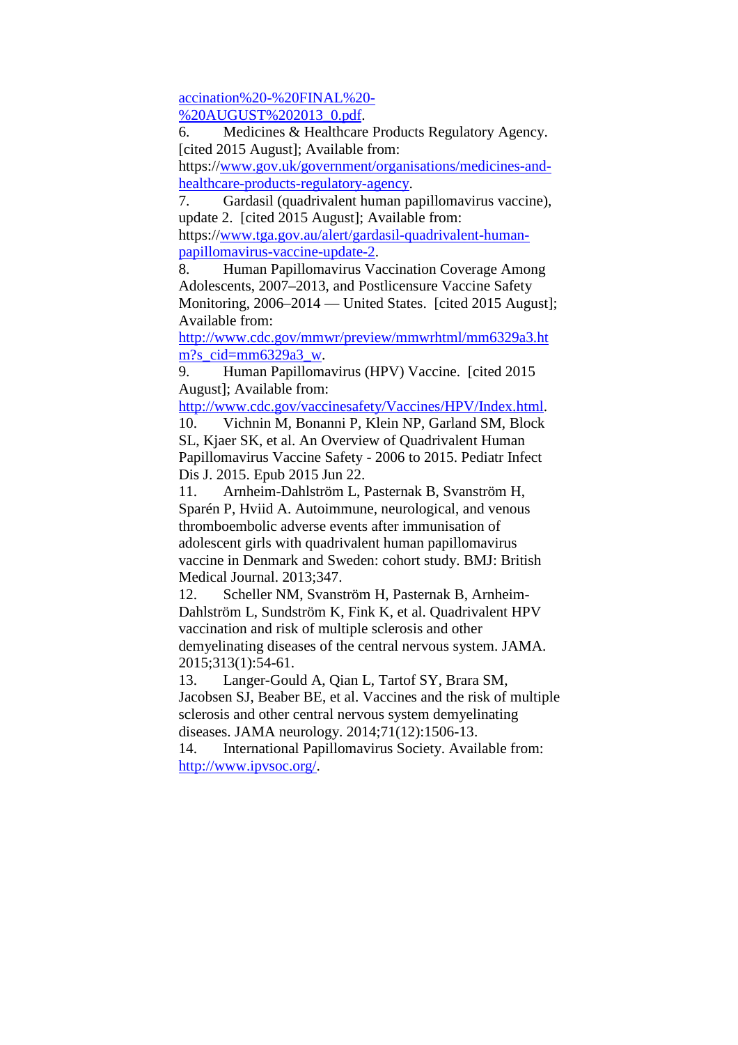accination%20-%20FINAL%20-%20AUGUST%202013_0.pdf.

6. Medicines & Healthcare Products Regulatory Agency. [cited 2015 August]; Available from: https://www.gov.uk/government/organisations/medicines-and-healthcare-products-regulatory-agency.
7. Gardasil (quadrivalent human papillomavirus vaccine), update 2. [cited 2015 August]; Available from: https://www.tga.gov.au/alert/gardasil-quadrivalent-human-papillomavirus-vaccine-update-2.
8. Human Papillomavirus Vaccination Coverage Among Adolescents, 2007–2013, and Postlicensure Vaccine Safety Monitoring, 2006–2014 — United States. [cited 2015 August]; Available from: http://www.cdc.gov/mmwr/preview/mmwrhtml/mm6329a3.htm?s_cid=mm6329a3_w.
9. Human Papillomavirus (HPV) Vaccine. [cited 2015 August]; Available from: http://www.cdc.gov/vaccinesafety/Vaccines/HPV/Index.html.
10. Vichnin M, Bonanni P, Klein NP, Garland SM, Block SL, Kjaer SK, et al. An Overview of Quadrivalent Human Papillomavirus Vaccine Safety - 2006 to 2015. Pediatr Infect Dis J. 2015. Epub 2015 Jun 22.
11. Arnheim-Dahlström L, Pasternak B, Svanström H, Sparén P, Hviid A. Autoimmune, neurological, and venous thromboembolic adverse events after immunisation of adolescent girls with quadrivalent human papillomavirus vaccine in Denmark and Sweden: cohort study. BMJ: British Medical Journal. 2013;347.
12. Scheller NM, Svanström H, Pasternak B, Arnheim-Dahlström L, Sundström K, Fink K, et al. Quadrivalent HPV vaccination and risk of multiple sclerosis and other demyelinating diseases of the central nervous system. JAMA. 2015;313(1):54-61.
13. Langer-Gould A, Qian L, Tartof SY, Brara SM, Jacobsen SJ, Beaber BE, et al. Vaccines and the risk of multiple sclerosis and other central nervous system demyelinating diseases. JAMA neurology. 2014;71(12):1506-13.
14. International Papillomavirus Society. Available from: http://www.ipvsoc.org/.